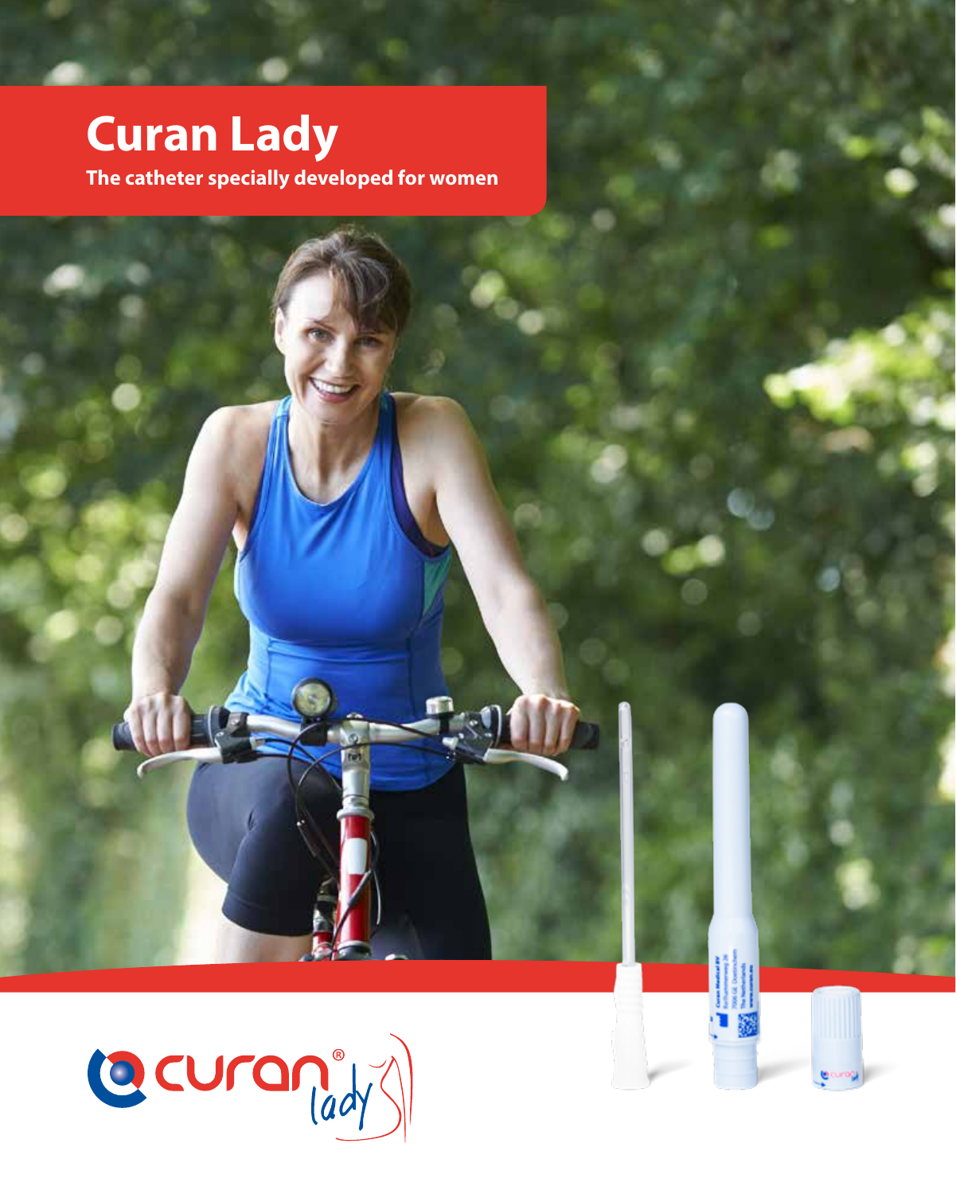# Curan Lady

**The catheter specially developed for women**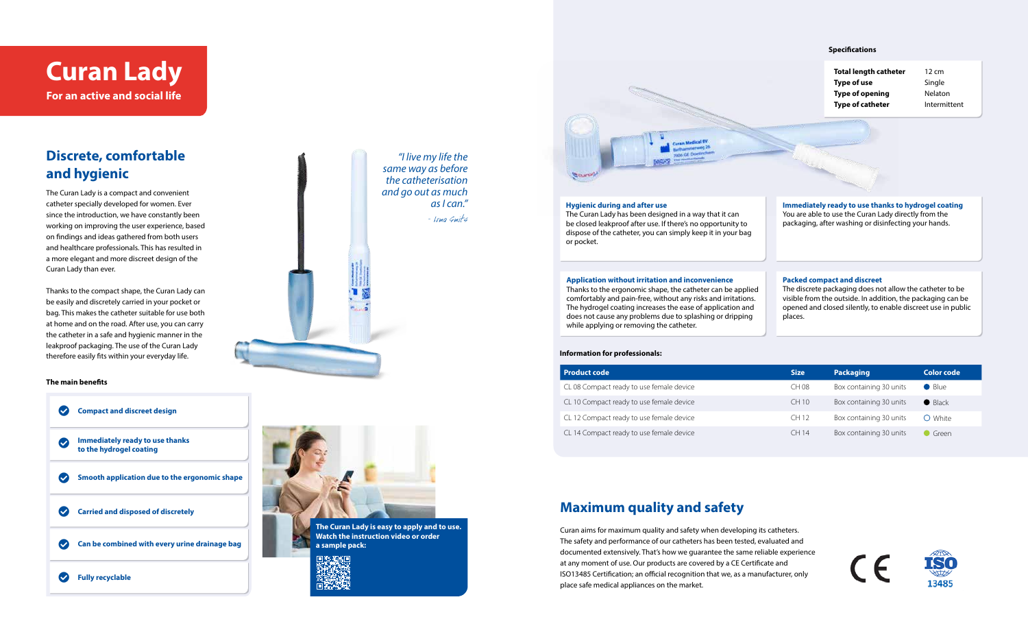# Curan Lady

**For an active and social life**

## Discrete, comfortable and hygienic

The Curan Lady is a compact and convenient catheter specially developed for women. Ever since the introduction, we have constantly been working on improving the user experience, based on findings and ideas gathered from both users and healthcare professionals. This has resulted in a more elegant and more discreet design of the Curan Lady than ever.

Thanks to the compact shape, the Curan Lady can be easily and discretely carried in your pocket or bag. This makes the catheter suitable for use both at home and on the road. After use, you can carry the catheter in a safe and hygienic manner in the leakproof packaging. The use of the Curan Lady therefore easily fits within your everyday life.

*"I live my life the same way as before the catheterisation and go out as much as I can."*

*- Irma Smits*

**The main benefits**

- **Compact and discreet design**
- **Immediately ready to use thanks to the hydrogel coating**
- **Smooth application due to the ergonomic shape**
- **Carried and disposed of discretely**
- **Can be combined with every urine drainage bag**
- **Fully recyclable**

**The Curan Lady is easy to apply and to use. Watch the instruction video or order a sample pack:**

**Specifications**

| | |
|---|---|
| **Total length catheter** | 12 cm |
| **Type of use** | Single |
| **Type of opening** | Nelaton |
| **Type of catheter** | Intermittent |

**Hygienic during and after use**
The Curan Lady has been designed in a way that it can be closed leakproof after use. If there's no opportunity to dispose of the catheter, you can simply keep it in your bag or pocket.

**Immediately ready to use thanks to hydrogel coating**
You are able to use the Curan Lady directly from the packaging, after washing or disinfecting your hands.

**Application without irritation and inconvenience**
Thanks to the ergonomic shape, the catheter can be applied comfortably and pain-free, without any risks and irritations. The hydrogel coating increases the ease of application and does not cause any problems due to splashing or dripping while applying or removing the catheter.

**Packed compact and discreet**
The discrete packaging does not allow the catheter to be visible from the outside. In addition, the packaging can be opened and closed silently, to enable discreet use in public places.

**Information for professionals:**

| Product code | Size | Packaging | Color code |
|---|---|---|---|
| CL 08 Compact ready to use female device | CH 08 | Box containing 30 units | Blue |
| CL 10 Compact ready to use female device | CH 10 | Box containing 30 units | Black |
| CL 12 Compact ready to use female device | CH 12 | Box containing 30 units | White |
| CL 14 Compact ready to use female device | CH 14 | Box containing 30 units | Green |

## Maximum quality and safety

Curan aims for maximum quality and safety when developing its catheters. The safety and performance of our catheters has been tested, evaluated and documented extensively. That's how we guarantee the same reliable experience at any moment of use. Our products are covered by a CE Certificate and ISO13485 Certification; an official recognition that we, as a manufacturer, only place safe medical appliances on the market.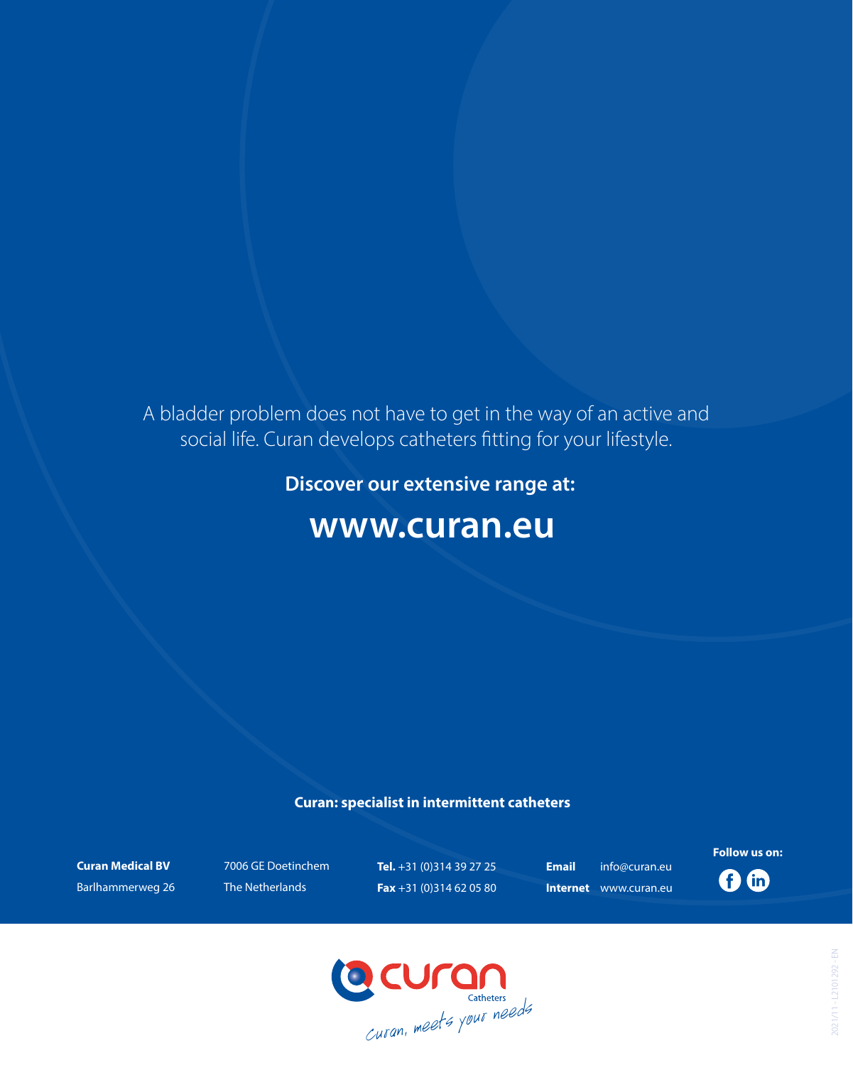A bladder problem does not have to get in the way of an active and social life. Curan develops catheters fitting for your lifestyle.

**Discover our extensive range at:**

# www.curan.eu

**Curan: specialist in intermittent catheters**

**Curan Medical BV**
Barlhammerweg 26
7006 GE Doetinchem
The Netherlands

**Tel.** +31 (0)314 39 27 25
**Fax** +31 (0)314 62 05 80

**Email** info@curan.eu
**Internet** www.curan.eu

**Follow us on:**

curan Catheters

Curan, meets your needs

2021/11 - L2101292 - EN